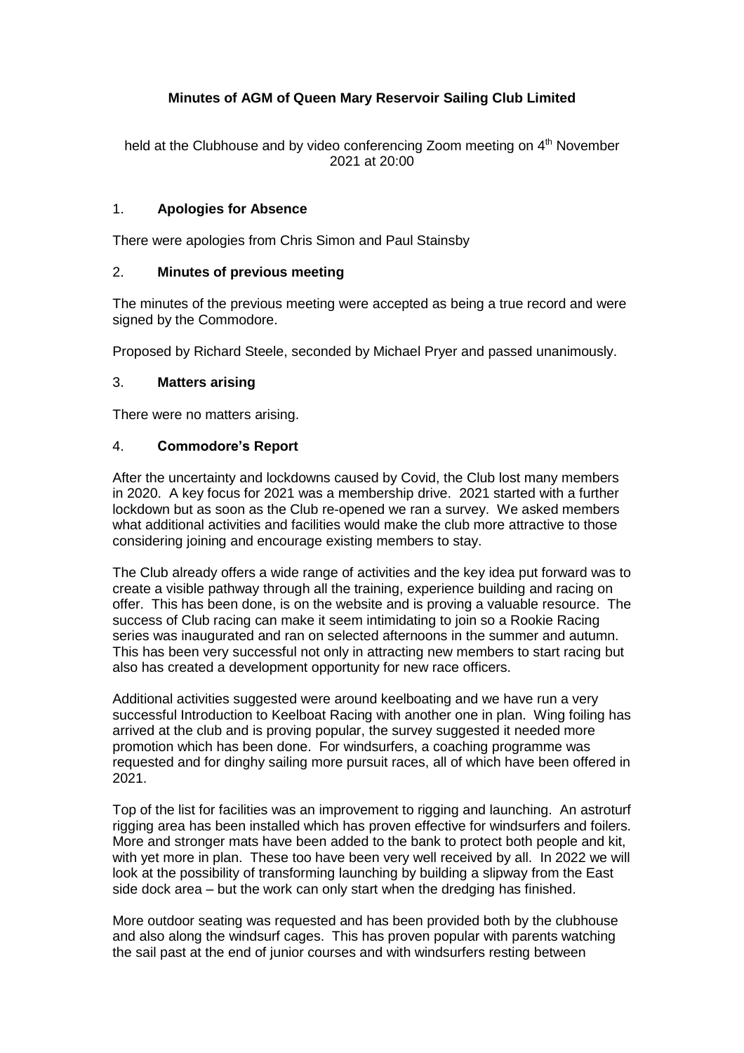# Minutes of AGM of Queen Mary Reservoir Sailing Club Limited

held at the Clubhouse and by video conferencing Zoom meeting on 4th November 2021 at 20:00

## 1. Apologies for Absence

There were apologies from Chris Simon and Paul Stainsby

## 2. Minutes of previous meeting

The minutes of the previous meeting were accepted as being a true record and were signed by the Commodore.

Proposed by Richard Steele, seconded by Michael Pryer and passed unanimously.

## 3. Matters arising

There were no matters arising.

## 4. Commodore's Report

After the uncertainty and lockdowns caused by Covid, the Club lost many members in 2020. A key focus for 2021 was a membership drive. 2021 started with a further lockdown but as soon as the Club re-opened we ran a survey. We asked members what additional activities and facilities would make the club more attractive to those considering joining and encourage existing members to stay.

The Club already offers a wide range of activities and the key idea put forward was to create a visible pathway through all the training, experience building and racing on offer. This has been done, is on the website and is proving a valuable resource. The success of Club racing can make it seem intimidating to join so a Rookie Racing series was inaugurated and ran on selected afternoons in the summer and autumn. This has been very successful not only in attracting new members to start racing but also has created a development opportunity for new race officers.

Additional activities suggested were around keelboating and we have run a very successful Introduction to Keelboat Racing with another one in plan. Wing foiling has arrived at the club and is proving popular, the survey suggested it needed more promotion which has been done. For windsurfers, a coaching programme was requested and for dinghy sailing more pursuit races, all of which have been offered in 2021.

Top of the list for facilities was an improvement to rigging and launching. An astroturf rigging area has been installed which has proven effective for windsurfers and foilers. More and stronger mats have been added to the bank to protect both people and kit, with yet more in plan. These too have been very well received by all. In 2022 we will look at the possibility of transforming launching by building a slipway from the East side dock area – but the work can only start when the dredging has finished.

More outdoor seating was requested and has been provided both by the clubhouse and also along the windsurf cages. This has proven popular with parents watching the sail past at the end of junior courses and with windsurfers resting between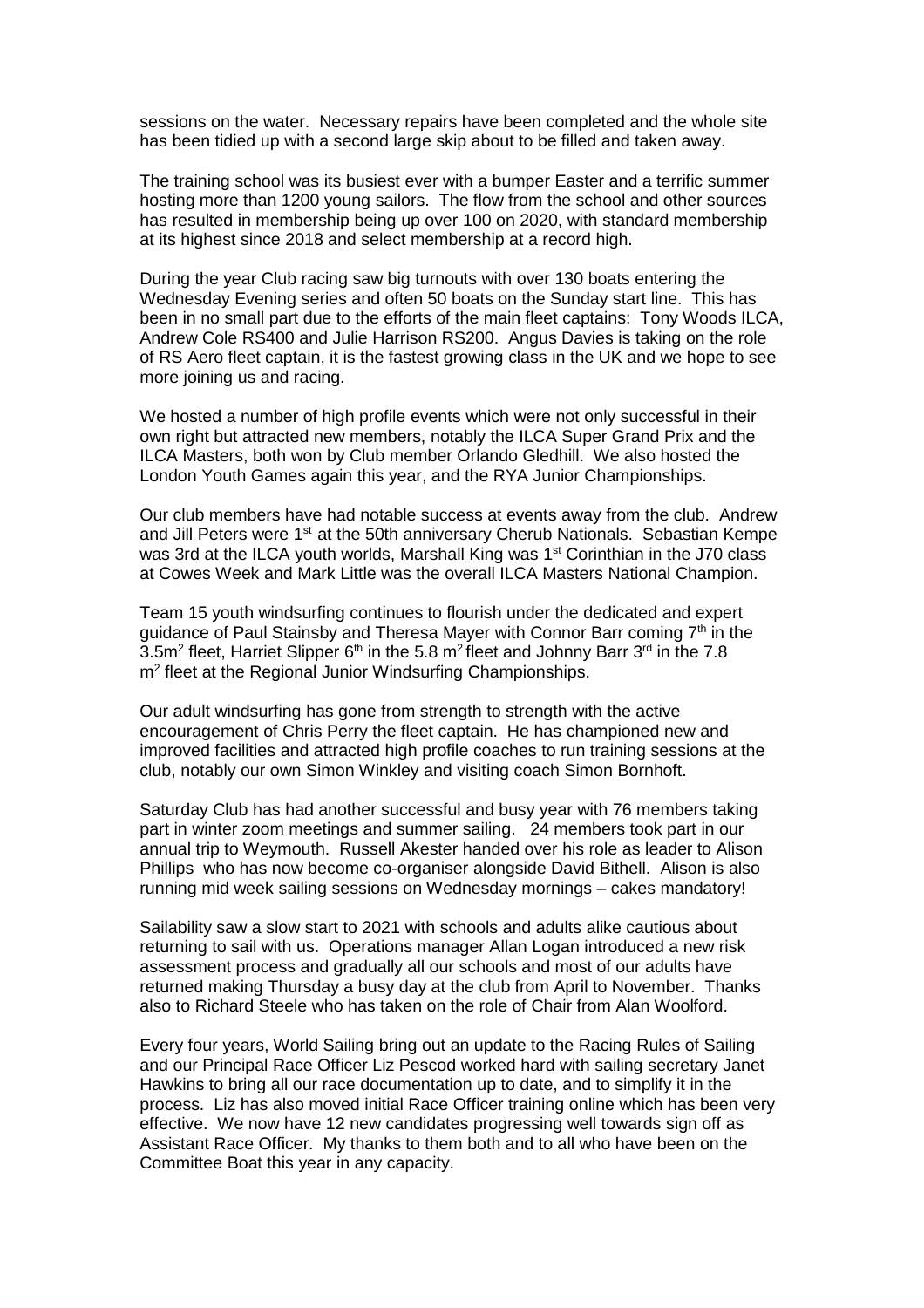sessions on the water. Necessary repairs have been completed and the whole site has been tidied up with a second large skip about to be filled and taken away.

The training school was its busiest ever with a bumper Easter and a terrific summer hosting more than 1200 young sailors. The flow from the school and other sources has resulted in membership being up over 100 on 2020, with standard membership at its highest since 2018 and select membership at a record high.

During the year Club racing saw big turnouts with over 130 boats entering the Wednesday Evening series and often 50 boats on the Sunday start line. This has been in no small part due to the efforts of the main fleet captains: Tony Woods ILCA, Andrew Cole RS400 and Julie Harrison RS200. Angus Davies is taking on the role of RS Aero fleet captain, it is the fastest growing class in the UK and we hope to see more joining us and racing.

We hosted a number of high profile events which were not only successful in their own right but attracted new members, notably the ILCA Super Grand Prix and the ILCA Masters, both won by Club member Orlando Gledhill. We also hosted the London Youth Games again this year, and the RYA Junior Championships.

Our club members have had notable success at events away from the club. Andrew and Jill Peters were 1st at the 50th anniversary Cherub Nationals. Sebastian Kempe was 3rd at the ILCA youth worlds, Marshall King was 1st Corinthian in the J70 class at Cowes Week and Mark Little was the overall ILCA Masters National Champion.

Team 15 youth windsurfing continues to flourish under the dedicated and expert guidance of Paul Stainsby and Theresa Mayer with Connor Barr coming 7th in the 3.5$m^2$ fleet, Harriet Slipper 6th in the 5.8 $m^2$ fleet and Johnny Barr 3rd in the 7.8 $m^2$ fleet at the Regional Junior Windsurfing Championships.

Our adult windsurfing has gone from strength to strength with the active encouragement of Chris Perry the fleet captain. He has championed new and improved facilities and attracted high profile coaches to run training sessions at the club, notably our own Simon Winkley and visiting coach Simon Bornhoft.

Saturday Club has had another successful and busy year with 76 members taking part in winter zoom meetings and summer sailing. 24 members took part in our annual trip to Weymouth. Russell Akester handed over his role as leader to Alison Phillips who has now become co-organiser alongside David Bithell. Alison is also running mid week sailing sessions on Wednesday mornings – cakes mandatory!

Sailability saw a slow start to 2021 with schools and adults alike cautious about returning to sail with us. Operations manager Allan Logan introduced a new risk assessment process and gradually all our schools and most of our adults have returned making Thursday a busy day at the club from April to November. Thanks also to Richard Steele who has taken on the role of Chair from Alan Woolford.

Every four years, World Sailing bring out an update to the Racing Rules of Sailing and our Principal Race Officer Liz Pescod worked hard with sailing secretary Janet Hawkins to bring all our race documentation up to date, and to simplify it in the process. Liz has also moved initial Race Officer training online which has been very effective. We now have 12 new candidates progressing well towards sign off as Assistant Race Officer. My thanks to them both and to all who have been on the Committee Boat this year in any capacity.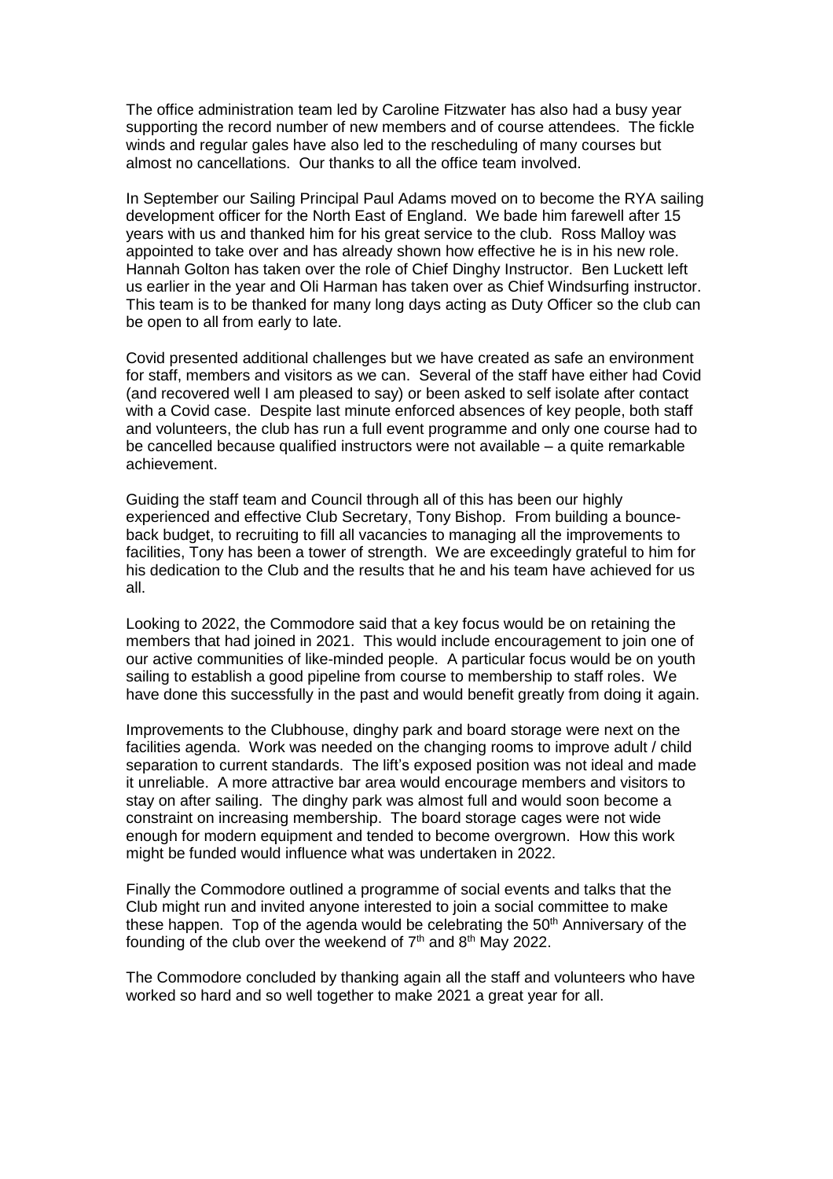The office administration team led by Caroline Fitzwater has also had a busy year supporting the record number of new members and of course attendees. The fickle winds and regular gales have also led to the rescheduling of many courses but almost no cancellations. Our thanks to all the office team involved.

In September our Sailing Principal Paul Adams moved on to become the RYA sailing development officer for the North East of England. We bade him farewell after 15 years with us and thanked him for his great service to the club. Ross Malloy was appointed to take over and has already shown how effective he is in his new role. Hannah Golton has taken over the role of Chief Dinghy Instructor. Ben Luckett left us earlier in the year and Oli Harman has taken over as Chief Windsurfing instructor. This team is to be thanked for many long days acting as Duty Officer so the club can be open to all from early to late.

Covid presented additional challenges but we have created as safe an environment for staff, members and visitors as we can. Several of the staff have either had Covid (and recovered well I am pleased to say) or been asked to self isolate after contact with a Covid case. Despite last minute enforced absences of key people, both staff and volunteers, the club has run a full event programme and only one course had to be cancelled because qualified instructors were not available – a quite remarkable achievement.

Guiding the staff team and Council through all of this has been our highly experienced and effective Club Secretary, Tony Bishop. From building a bounce-back budget, to recruiting to fill all vacancies to managing all the improvements to facilities, Tony has been a tower of strength. We are exceedingly grateful to him for his dedication to the Club and the results that he and his team have achieved for us all.

Looking to 2022, the Commodore said that a key focus would be on retaining the members that had joined in 2021. This would include encouragement to join one of our active communities of like-minded people. A particular focus would be on youth sailing to establish a good pipeline from course to membership to staff roles. We have done this successfully in the past and would benefit greatly from doing it again.

Improvements to the Clubhouse, dinghy park and board storage were next on the facilities agenda. Work was needed on the changing rooms to improve adult / child separation to current standards. The lift's exposed position was not ideal and made it unreliable. A more attractive bar area would encourage members and visitors to stay on after sailing. The dinghy park was almost full and would soon become a constraint on increasing membership. The board storage cages were not wide enough for modern equipment and tended to become overgrown. How this work might be funded would influence what was undertaken in 2022.

Finally the Commodore outlined a programme of social events and talks that the Club might run and invited anyone interested to join a social committee to make these happen. Top of the agenda would be celebrating the 50th Anniversary of the founding of the club over the weekend of 7th and 8th May 2022.

The Commodore concluded by thanking again all the staff and volunteers who have worked so hard and so well together to make 2021 a great year for all.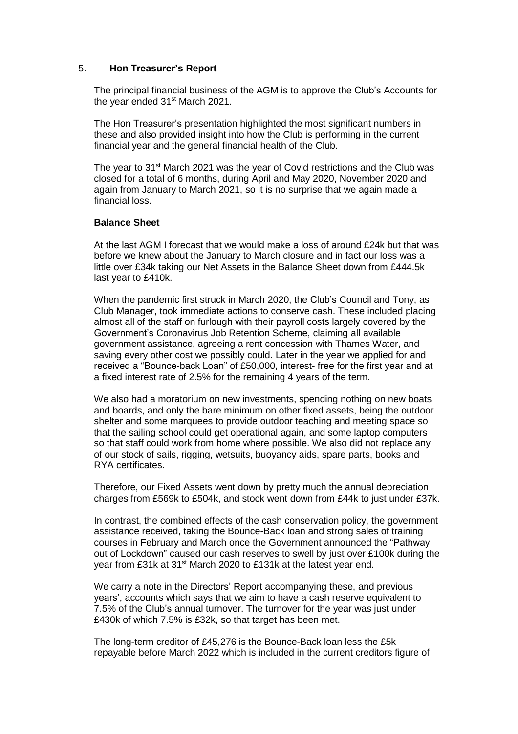## 5. **Hon Treasurer's Report**

The principal financial business of the AGM is to approve the Club's Accounts for the year ended 31st March 2021.

The Hon Treasurer's presentation highlighted the most significant numbers in these and also provided insight into how the Club is performing in the current financial year and the general financial health of the Club.

The year to 31st March 2021 was the year of Covid restrictions and the Club was closed for a total of 6 months, during April and May 2020, November 2020 and again from January to March 2021, so it is no surprise that we again made a financial loss.

### Balance Sheet

At the last AGM I forecast that we would make a loss of around £24k but that was before we knew about the January to March closure and in fact our loss was a little over £34k taking our Net Assets in the Balance Sheet down from £444.5k last year to £410k.

When the pandemic first struck in March 2020, the Club's Council and Tony, as Club Manager, took immediate actions to conserve cash. These included placing almost all of the staff on furlough with their payroll costs largely covered by the Government's Coronavirus Job Retention Scheme, claiming all available government assistance, agreeing a rent concession with Thames Water, and saving every other cost we possibly could. Later in the year we applied for and received a "Bounce-back Loan" of £50,000, interest- free for the first year and at a fixed interest rate of 2.5% for the remaining 4 years of the term.

We also had a moratorium on new investments, spending nothing on new boats and boards, and only the bare minimum on other fixed assets, being the outdoor shelter and some marquees to provide outdoor teaching and meeting space so that the sailing school could get operational again, and some laptop computers so that staff could work from home where possible. We also did not replace any of our stock of sails, rigging, wetsuits, buoyancy aids, spare parts, books and RYA certificates.

Therefore, our Fixed Assets went down by pretty much the annual depreciation charges from £569k to £504k, and stock went down from £44k to just under £37k.

In contrast, the combined effects of the cash conservation policy, the government assistance received, taking the Bounce-Back loan and strong sales of training courses in February and March once the Government announced the "Pathway out of Lockdown" caused our cash reserves to swell by just over £100k during the year from £31k at 31st March 2020 to £131k at the latest year end.

We carry a note in the Directors' Report accompanying these, and previous years', accounts which says that we aim to have a cash reserve equivalent to 7.5% of the Club's annual turnover. The turnover for the year was just under £430k of which 7.5% is £32k, so that target has been met.

The long-term creditor of £45,276 is the Bounce-Back loan less the £5k repayable before March 2022 which is included in the current creditors figure of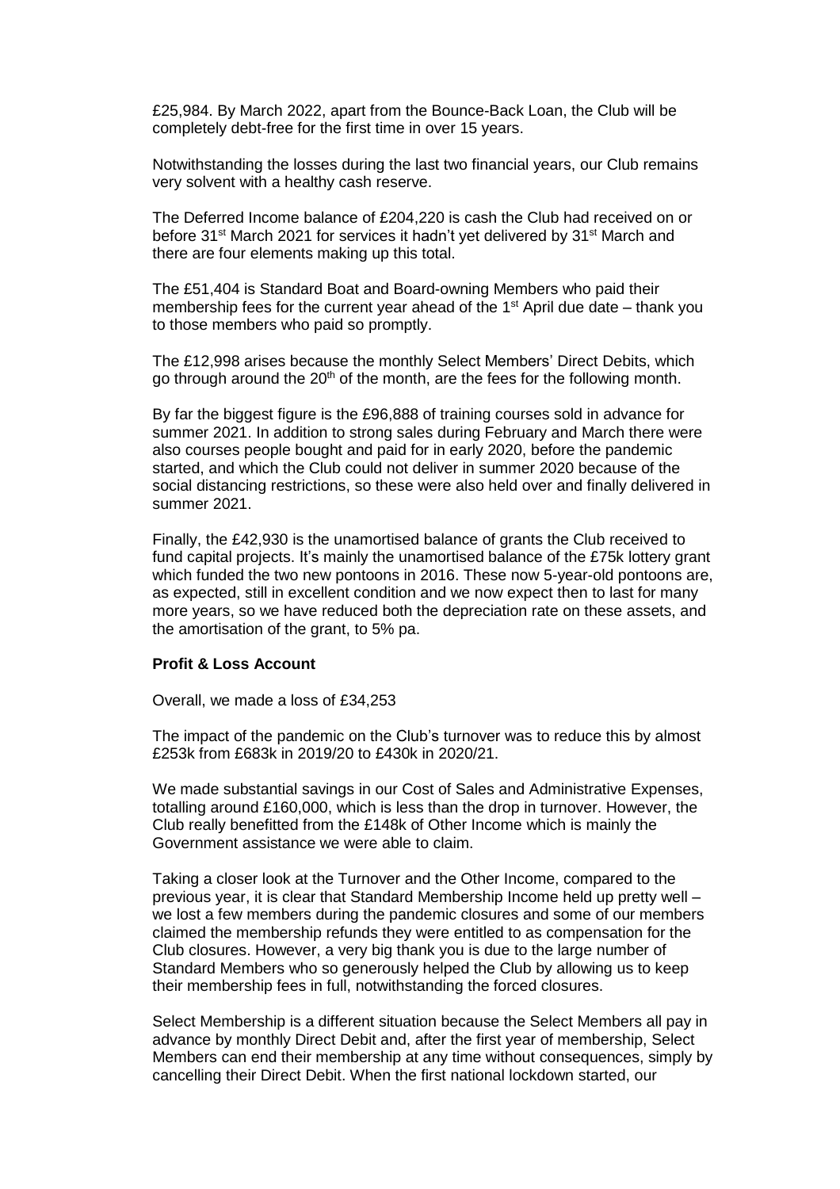£25,984. By March 2022, apart from the Bounce-Back Loan, the Club will be completely debt-free for the first time in over 15 years.

Notwithstanding the losses during the last two financial years, our Club remains very solvent with a healthy cash reserve.

The Deferred Income balance of £204,220 is cash the Club had received on or before 31st March 2021 for services it hadn't yet delivered by 31st March and there are four elements making up this total.

The £51,404 is Standard Boat and Board-owning Members who paid their membership fees for the current year ahead of the 1st April due date – thank you to those members who paid so promptly.

The £12,998 arises because the monthly Select Members' Direct Debits, which go through around the 20th of the month, are the fees for the following month.

By far the biggest figure is the £96,888 of training courses sold in advance for summer 2021. In addition to strong sales during February and March there were also courses people bought and paid for in early 2020, before the pandemic started, and which the Club could not deliver in summer 2020 because of the social distancing restrictions, so these were also held over and finally delivered in summer 2021.

Finally, the £42,930 is the unamortised balance of grants the Club received to fund capital projects. It's mainly the unamortised balance of the £75k lottery grant which funded the two new pontoons in 2016. These now 5-year-old pontoons are, as expected, still in excellent condition and we now expect then to last for many more years, so we have reduced both the depreciation rate on these assets, and the amortisation of the grant, to 5% pa.

**Profit & Loss Account**

Overall, we made a loss of £34,253

The impact of the pandemic on the Club's turnover was to reduce this by almost £253k from £683k in 2019/20 to £430k in 2020/21.

We made substantial savings in our Cost of Sales and Administrative Expenses, totalling around £160,000, which is less than the drop in turnover. However, the Club really benefitted from the £148k of Other Income which is mainly the Government assistance we were able to claim.

Taking a closer look at the Turnover and the Other Income, compared to the previous year, it is clear that Standard Membership Income held up pretty well – we lost a few members during the pandemic closures and some of our members claimed the membership refunds they were entitled to as compensation for the Club closures. However, a very big thank you is due to the large number of Standard Members who so generously helped the Club by allowing us to keep their membership fees in full, notwithstanding the forced closures.

Select Membership is a different situation because the Select Members all pay in advance by monthly Direct Debit and, after the first year of membership, Select Members can end their membership at any time without consequences, simply by cancelling their Direct Debit. When the first national lockdown started, our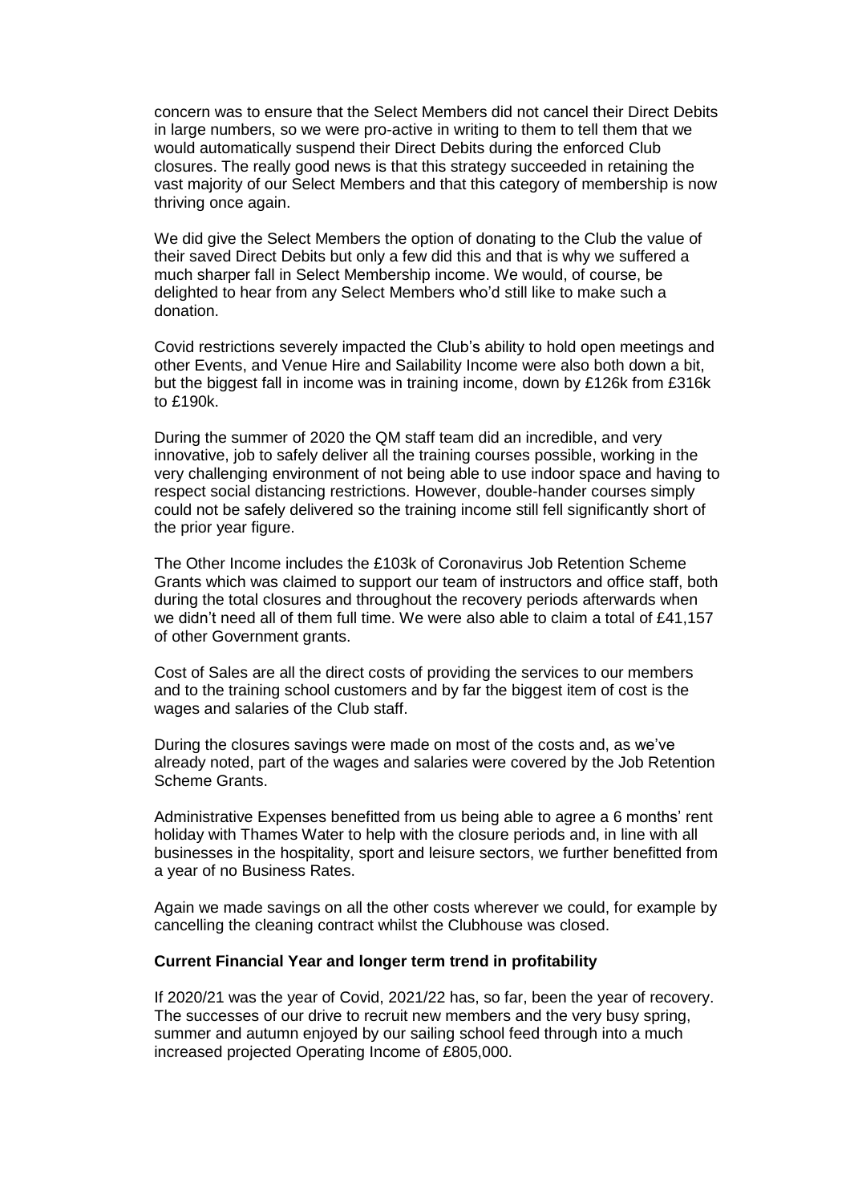concern was to ensure that the Select Members did not cancel their Direct Debits in large numbers, so we were pro-active in writing to them to tell them that we would automatically suspend their Direct Debits during the enforced Club closures. The really good news is that this strategy succeeded in retaining the vast majority of our Select Members and that this category of membership is now thriving once again.

We did give the Select Members the option of donating to the Club the value of their saved Direct Debits but only a few did this and that is why we suffered a much sharper fall in Select Membership income. We would, of course, be delighted to hear from any Select Members who'd still like to make such a donation.

Covid restrictions severely impacted the Club's ability to hold open meetings and other Events, and Venue Hire and Sailability Income were also both down a bit, but the biggest fall in income was in training income, down by £126k from £316k to £190k.

During the summer of 2020 the QM staff team did an incredible, and very innovative, job to safely deliver all the training courses possible, working in the very challenging environment of not being able to use indoor space and having to respect social distancing restrictions. However, double-hander courses simply could not be safely delivered so the training income still fell significantly short of the prior year figure.

The Other Income includes the £103k of Coronavirus Job Retention Scheme Grants which was claimed to support our team of instructors and office staff, both during the total closures and throughout the recovery periods afterwards when we didn't need all of them full time. We were also able to claim a total of £41,157 of other Government grants.

Cost of Sales are all the direct costs of providing the services to our members and to the training school customers and by far the biggest item of cost is the wages and salaries of the Club staff.

During the closures savings were made on most of the costs and, as we've already noted, part of the wages and salaries were covered by the Job Retention Scheme Grants.

Administrative Expenses benefitted from us being able to agree a 6 months' rent holiday with Thames Water to help with the closure periods and, in line with all businesses in the hospitality, sport and leisure sectors, we further benefitted from a year of no Business Rates.

Again we made savings on all the other costs wherever we could, for example by cancelling the cleaning contract whilst the Clubhouse was closed.

**Current Financial Year and longer term trend in profitability**

If 2020/21 was the year of Covid, 2021/22 has, so far, been the year of recovery. The successes of our drive to recruit new members and the very busy spring, summer and autumn enjoyed by our sailing school feed through into a much increased projected Operating Income of £805,000.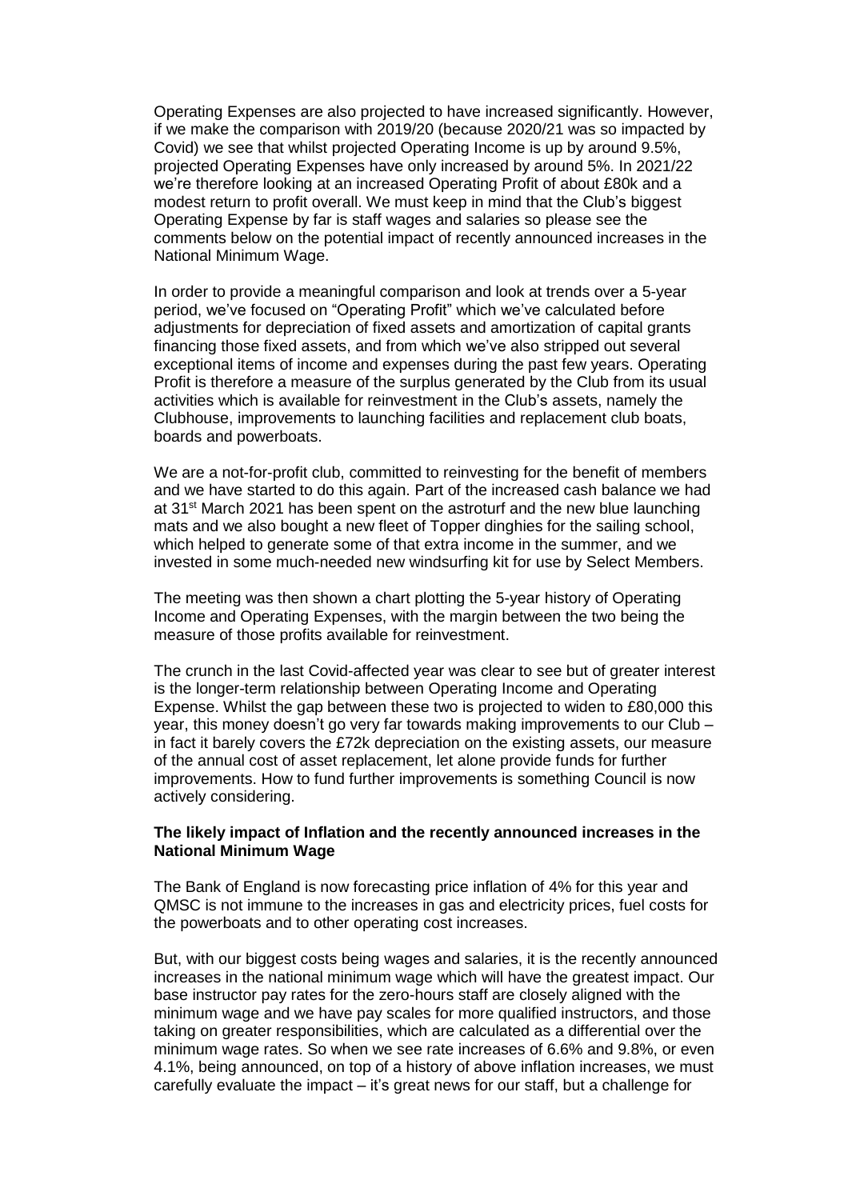Operating Expenses are also projected to have increased significantly. However, if we make the comparison with 2019/20 (because 2020/21 was so impacted by Covid) we see that whilst projected Operating Income is up by around 9.5%, projected Operating Expenses have only increased by around 5%. In 2021/22 we're therefore looking at an increased Operating Profit of about £80k and a modest return to profit overall. We must keep in mind that the Club's biggest Operating Expense by far is staff wages and salaries so please see the comments below on the potential impact of recently announced increases in the National Minimum Wage.

In order to provide a meaningful comparison and look at trends over a 5-year period, we've focused on "Operating Profit" which we've calculated before adjustments for depreciation of fixed assets and amortization of capital grants financing those fixed assets, and from which we've also stripped out several exceptional items of income and expenses during the past few years. Operating Profit is therefore a measure of the surplus generated by the Club from its usual activities which is available for reinvestment in the Club's assets, namely the Clubhouse, improvements to launching facilities and replacement club boats, boards and powerboats.

We are a not-for-profit club, committed to reinvesting for the benefit of members and we have started to do this again. Part of the increased cash balance we had at 31st March 2021 has been spent on the astroturf and the new blue launching mats and we also bought a new fleet of Topper dinghies for the sailing school, which helped to generate some of that extra income in the summer, and we invested in some much-needed new windsurfing kit for use by Select Members.

The meeting was then shown a chart plotting the 5-year history of Operating Income and Operating Expenses, with the margin between the two being the measure of those profits available for reinvestment.

The crunch in the last Covid-affected year was clear to see but of greater interest is the longer-term relationship between Operating Income and Operating Expense. Whilst the gap between these two is projected to widen to £80,000 this year, this money doesn't go very far towards making improvements to our Club – in fact it barely covers the £72k depreciation on the existing assets, our measure of the annual cost of asset replacement, let alone provide funds for further improvements. How to fund further improvements is something Council is now actively considering.

**The likely impact of Inflation and the recently announced increases in the National Minimum Wage**

The Bank of England is now forecasting price inflation of 4% for this year and QMSC is not immune to the increases in gas and electricity prices, fuel costs for the powerboats and to other operating cost increases.

But, with our biggest costs being wages and salaries, it is the recently announced increases in the national minimum wage which will have the greatest impact. Our base instructor pay rates for the zero-hours staff are closely aligned with the minimum wage and we have pay scales for more qualified instructors, and those taking on greater responsibilities, which are calculated as a differential over the minimum wage rates. So when we see rate increases of 6.6% and 9.8%, or even 4.1%, being announced, on top of a history of above inflation increases, we must carefully evaluate the impact – it's great news for our staff, but a challenge for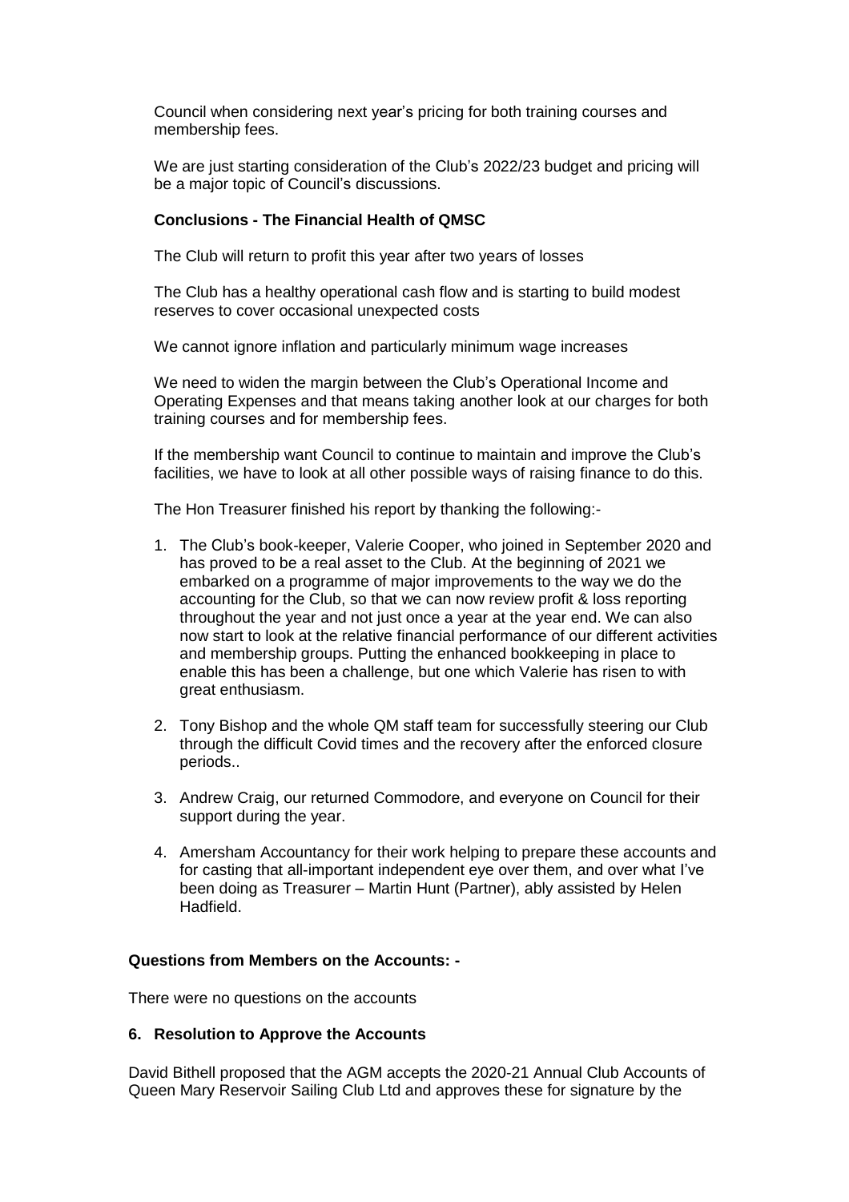Council when considering next year's pricing for both training courses and membership fees.

We are just starting consideration of the Club's 2022/23 budget and pricing will be a major topic of Council's discussions.

**Conclusions - The Financial Health of QMSC**

The Club will return to profit this year after two years of losses

The Club has a healthy operational cash flow and is starting to build modest reserves to cover occasional unexpected costs

We cannot ignore inflation and particularly minimum wage increases

We need to widen the margin between the Club's Operational Income and Operating Expenses and that means taking another look at our charges for both training courses and for membership fees.

If the membership want Council to continue to maintain and improve the Club's facilities, we have to look at all other possible ways of raising finance to do this.

The Hon Treasurer finished his report by thanking the following:-

1. The Club's book-keeper, Valerie Cooper, who joined in September 2020 and has proved to be a real asset to the Club. At the beginning of 2021 we embarked on a programme of major improvements to the way we do the accounting for the Club, so that we can now review profit & loss reporting throughout the year and not just once a year at the year end. We can also now start to look at the relative financial performance of our different activities and membership groups. Putting the enhanced bookkeeping in place to enable this has been a challenge, but one which Valerie has risen to with great enthusiasm.

2. Tony Bishop and the whole QM staff team for successfully steering our Club through the difficult Covid times and the recovery after the enforced closure periods..

3. Andrew Craig, our returned Commodore, and everyone on Council for their support during the year.

4. Amersham Accountancy for their work helping to prepare these accounts and for casting that all-important independent eye over them, and over what I've been doing as Treasurer – Martin Hunt (Partner), ably assisted by Helen Hadfield.

**Questions from Members on the Accounts: -**

There were no questions on the accounts

**6. Resolution to Approve the Accounts**

David Bithell proposed that the AGM accepts the 2020-21 Annual Club Accounts of Queen Mary Reservoir Sailing Club Ltd and approves these for signature by the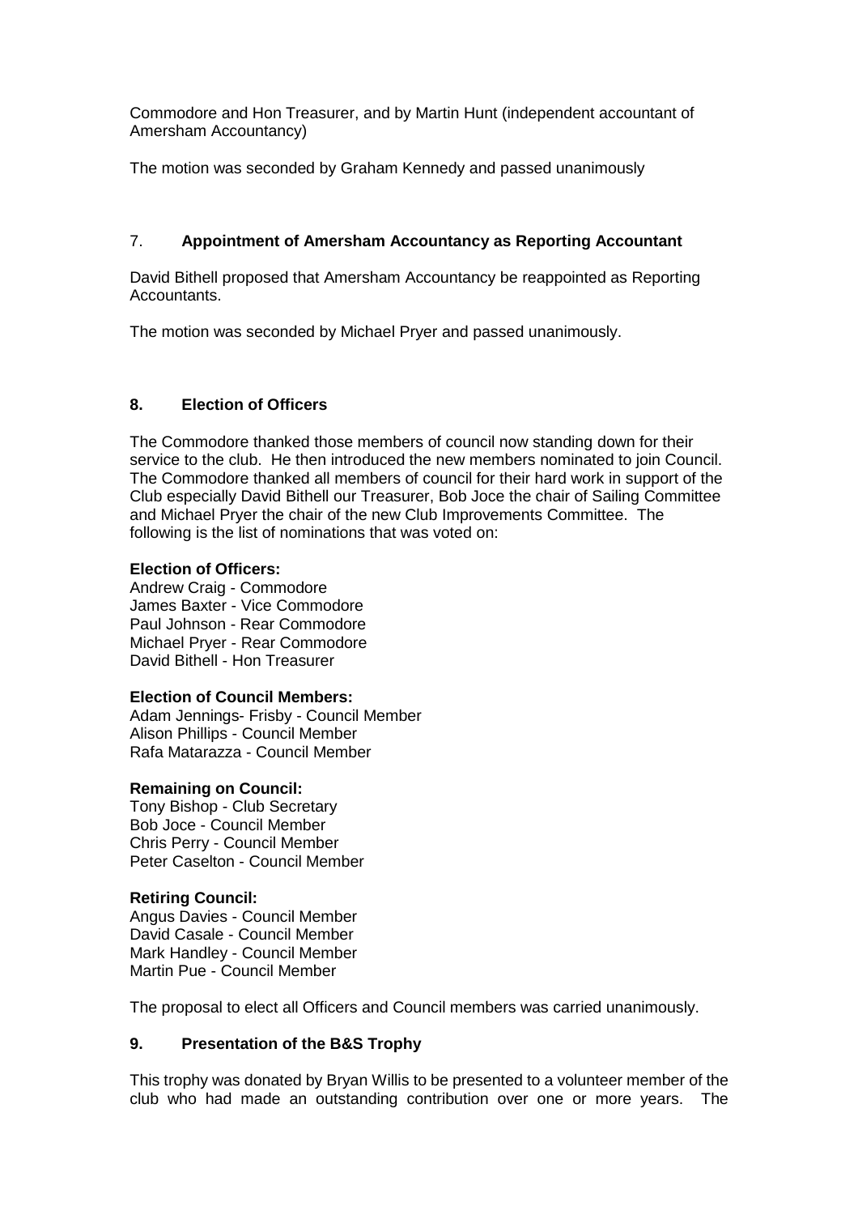Commodore and Hon Treasurer, and by Martin Hunt (independent accountant of Amersham Accountancy)

The motion was seconded by Graham Kennedy and passed unanimously

## 7. **Appointment of Amersham Accountancy as Reporting Accountant**

David Bithell proposed that Amersham Accountancy be reappointed as Reporting Accountants.

The motion was seconded by Michael Pryer and passed unanimously.

## 8. Election of Officers

The Commodore thanked those members of council now standing down for their service to the club. He then introduced the new members nominated to join Council. The Commodore thanked all members of council for their hard work in support of the Club especially David Bithell our Treasurer, Bob Joce the chair of Sailing Committee and Michael Pryer the chair of the new Club Improvements Committee. The following is the list of nominations that was voted on:

**Election of Officers:**
Andrew Craig - Commodore
James Baxter - Vice Commodore
Paul Johnson - Rear Commodore
Michael Pryer - Rear Commodore
David Bithell - Hon Treasurer

**Election of Council Members:**
Adam Jennings- Frisby - Council Member
Alison Phillips - Council Member
Rafa Matarazza - Council Member

**Remaining on Council:**
Tony Bishop - Club Secretary
Bob Joce - Council Member
Chris Perry - Council Member
Peter Caselton - Council Member

**Retiring Council:**
Angus Davies - Council Member
David Casale - Council Member
Mark Handley - Council Member
Martin Pue - Council Member

The proposal to elect all Officers and Council members was carried unanimously.

## 9. Presentation of the B&S Trophy

This trophy was donated by Bryan Willis to be presented to a volunteer member of the club who had made an outstanding contribution over one or more years. The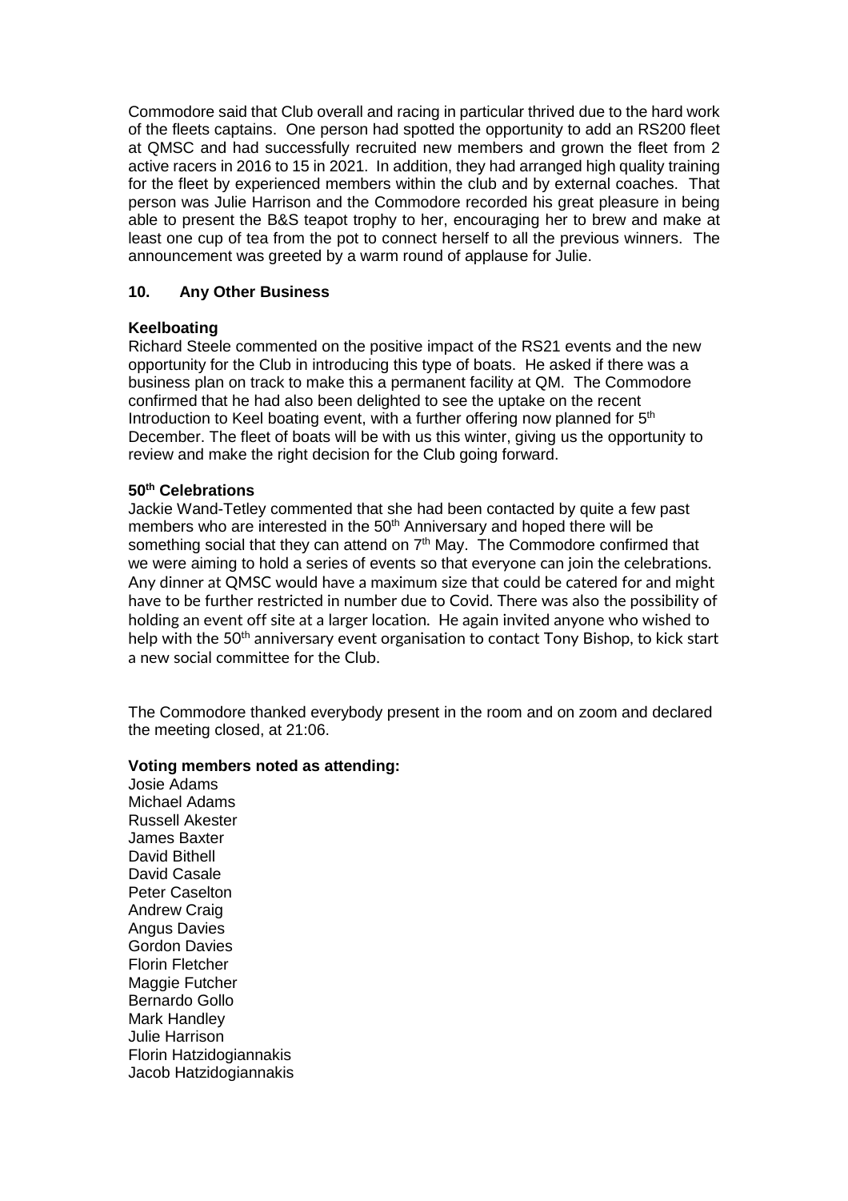Commodore said that Club overall and racing in particular thrived due to the hard work of the fleets captains. One person had spotted the opportunity to add an RS200 fleet at QMSC and had successfully recruited new members and grown the fleet from 2 active racers in 2016 to 15 in 2021. In addition, they had arranged high quality training for the fleet by experienced members within the club and by external coaches. That person was Julie Harrison and the Commodore recorded his great pleasure in being able to present the B&S teapot trophy to her, encouraging her to brew and make at least one cup of tea from the pot to connect herself to all the previous winners. The announcement was greeted by a warm round of applause for Julie.

**10. Any Other Business**

**Keelboating**

Richard Steele commented on the positive impact of the RS21 events and the new opportunity for the Club in introducing this type of boats. He asked if there was a business plan on track to make this a permanent facility at QM. The Commodore confirmed that he had also been delighted to see the uptake on the recent Introduction to Keel boating event, with a further offering now planned for 5th December. The fleet of boats will be with us this winter, giving us the opportunity to review and make the right decision for the Club going forward.

**50th Celebrations**

Jackie Wand-Tetley commented that she had been contacted by quite a few past members who are interested in the 50th Anniversary and hoped there will be something social that they can attend on 7th May. The Commodore confirmed that we were aiming to hold a series of events so that everyone can join the celebrations. Any dinner at QMSC would have a maximum size that could be catered for and might have to be further restricted in number due to Covid. There was also the possibility of holding an event off site at a larger location. He again invited anyone who wished to help with the 50th anniversary event organisation to contact Tony Bishop, to kick start a new social committee for the Club.

The Commodore thanked everybody present in the room and on zoom and declared the meeting closed, at 21:06.

**Voting members noted as attending:**

Josie Adams
Michael Adams
Russell Akester
James Baxter
David Bithell
David Casale
Peter Caselton
Andrew Craig
Angus Davies
Gordon Davies
Florin Fletcher
Maggie Futcher
Bernardo Gollo
Mark Handley
Julie Harrison
Florin Hatzidogiannakis
Jacob Hatzidogiannakis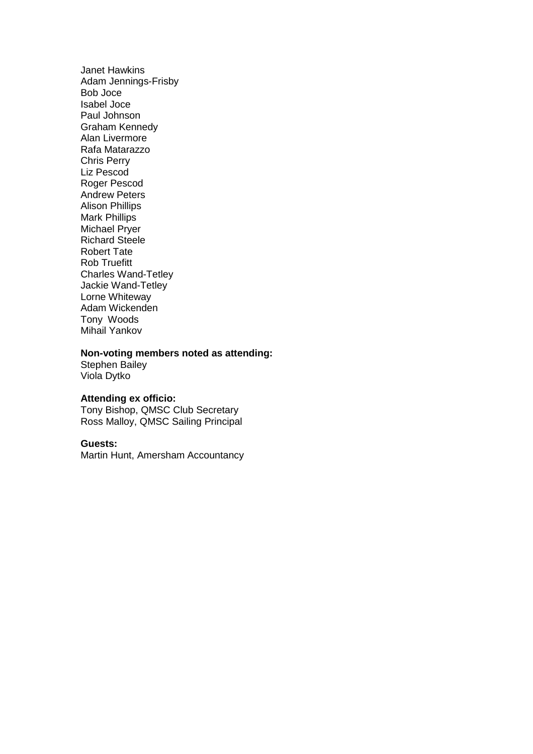Janet Hawkins
Adam Jennings-Frisby
Bob Joce
Isabel Joce
Paul Johnson
Graham Kennedy
Alan Livermore
Rafa Matarazzo
Chris Perry
Liz Pescod
Roger Pescod
Andrew Peters
Alison Phillips
Mark Phillips
Michael Pryer
Richard Steele
Robert Tate
Rob Truefitt
Charles Wand-Tetley
Jackie Wand-Tetley
Lorne Whiteway
Adam Wickenden
Tony Woods
Mihail Yankov

**Non-voting members noted as attending:**
Stephen Bailey
Viola Dytko

**Attending ex officio:**
Tony Bishop, QMSC Club Secretary
Ross Malloy, QMSC Sailing Principal

**Guests:**
Martin Hunt, Amersham Accountancy